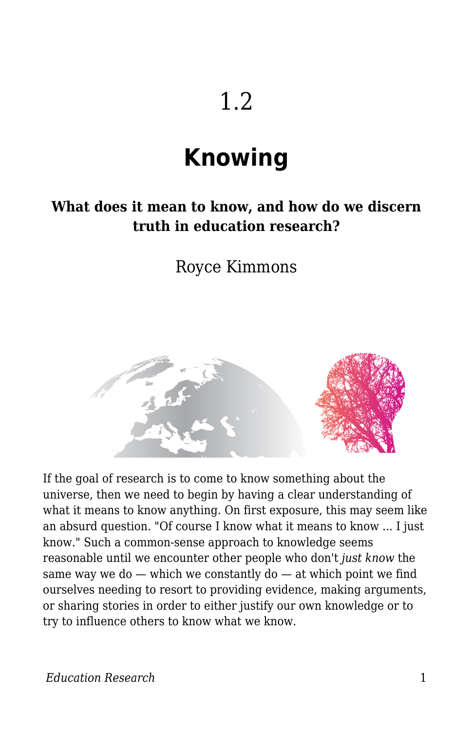# 1.2

# Knowing

**What does it mean to know, and how do we discern truth in education research?**

Royce Kimmons

If the goal of research is to come to know something about the universe, then we need to begin by having a clear understanding of what it means to know anything. On first exposure, this may seem like an absurd question. "Of course I know what it means to know ... I just know." Such a common-sense approach to knowledge seems reasonable until we encounter other people who don't *just know* the same way we do — which we constantly do — at which point we find ourselves needing to resort to providing evidence, making arguments, or sharing stories in order to either justify our own knowledge or to try to influence others to know what we know.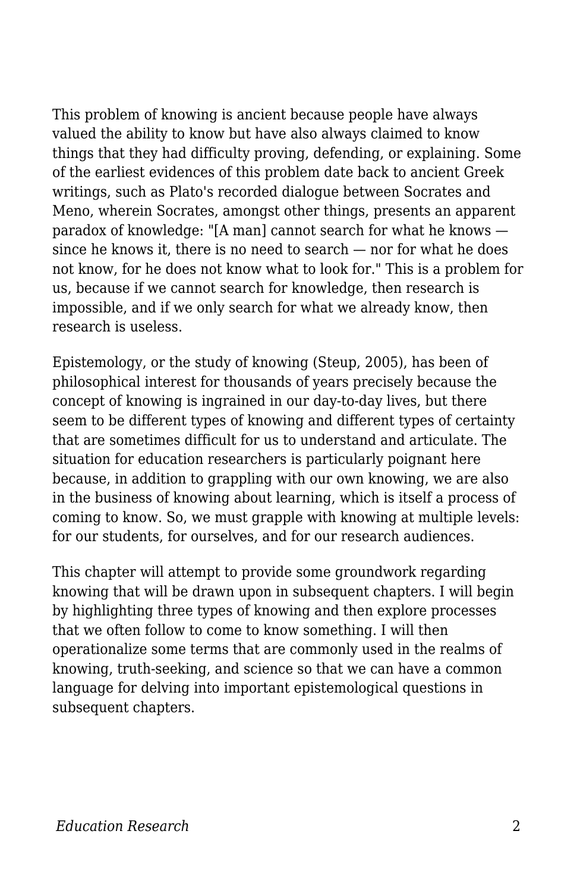This problem of knowing is ancient because people have always valued the ability to know but have also always claimed to know things that they had difficulty proving, defending, or explaining. Some of the earliest evidences of this problem date back to ancient Greek writings, such as Plato's recorded dialogue between Socrates and Meno, wherein Socrates, amongst other things, presents an apparent paradox of knowledge: "[A man] cannot search for what he knows — since he knows it, there is no need to search — nor for what he does not know, for he does not know what to look for." This is a problem for us, because if we cannot search for knowledge, then research is impossible, and if we only search for what we already know, then research is useless.

Epistemology, or the study of knowing (Steup, 2005), has been of philosophical interest for thousands of years precisely because the concept of knowing is ingrained in our day-to-day lives, but there seem to be different types of knowing and different types of certainty that are sometimes difficult for us to understand and articulate. The situation for education researchers is particularly poignant here because, in addition to grappling with our own knowing, we are also in the business of knowing about learning, which is itself a process of coming to know. So, we must grapple with knowing at multiple levels: for our students, for ourselves, and for our research audiences.

This chapter will attempt to provide some groundwork regarding knowing that will be drawn upon in subsequent chapters. I will begin by highlighting three types of knowing and then explore processes that we often follow to come to know something. I will then operationalize some terms that are commonly used in the realms of knowing, truth-seeking, and science so that we can have a common language for delving into important epistemological questions in subsequent chapters.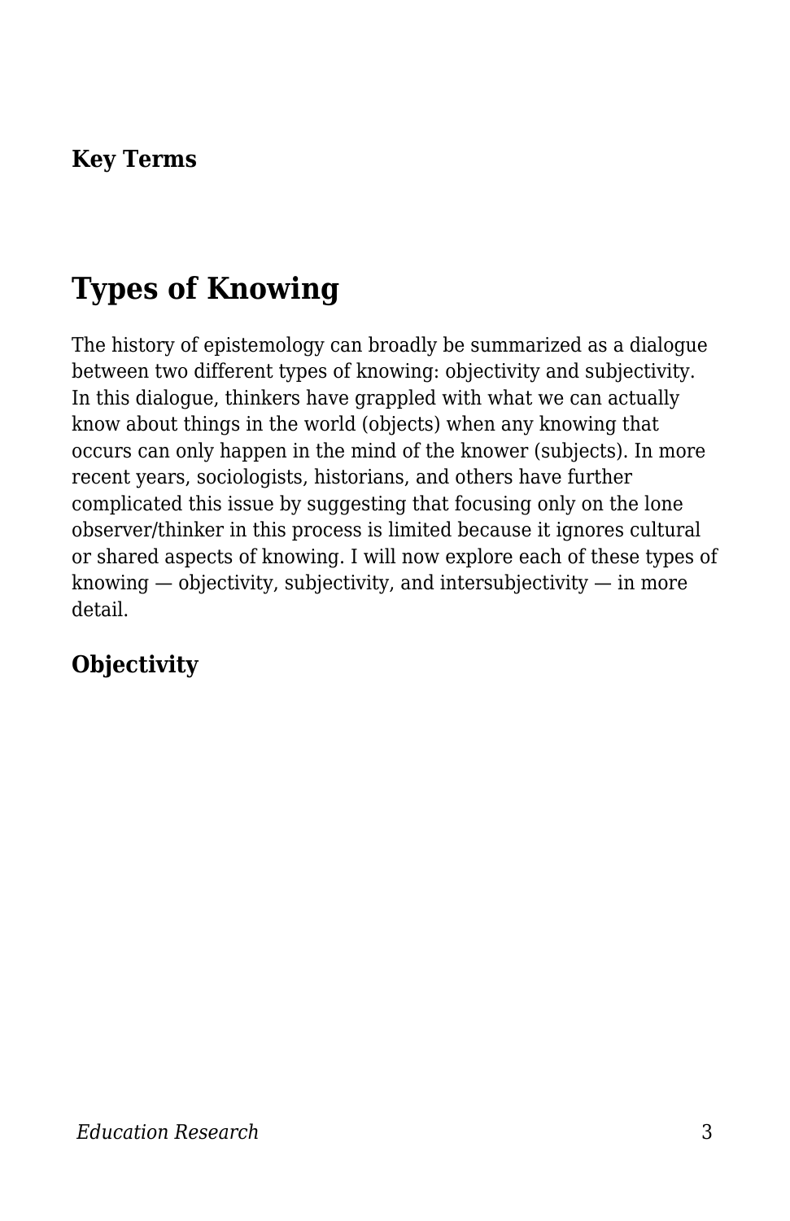**Key Terms**

## Types of Knowing

The history of epistemology can broadly be summarized as a dialogue between two different types of knowing: objectivity and subjectivity. In this dialogue, thinkers have grappled with what we can actually know about things in the world (objects) when any knowing that occurs can only happen in the mind of the knower (subjects). In more recent years, sociologists, historians, and others have further complicated this issue by suggesting that focusing only on the lone observer/thinker in this process is limited because it ignores cultural or shared aspects of knowing. I will now explore each of these types of knowing — objectivity, subjectivity, and intersubjectivity — in more detail.

### Objectivity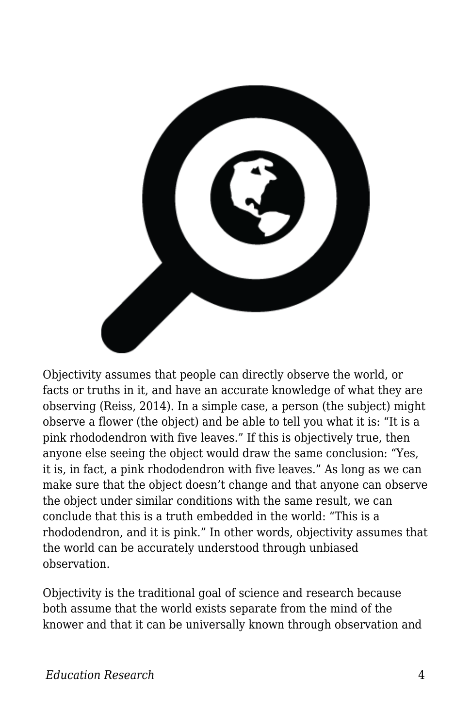Objectivity assumes that people can directly observe the world, or facts or truths in it, and have an accurate knowledge of what they are observing (Reiss, 2014). In a simple case, a person (the subject) might observe a flower (the object) and be able to tell you what it is: “It is a pink rhododendron with five leaves.” If this is objectively true, then anyone else seeing the object would draw the same conclusion: “Yes, it is, in fact, a pink rhododendron with five leaves.” As long as we can make sure that the object doesn’t change and that anyone can observe the object under similar conditions with the same result, we can conclude that this is a truth embedded in the world: “This is a rhododendron, and it is pink.” In other words, objectivity assumes that the world can be accurately understood through unbiased observation.

Objectivity is the traditional goal of science and research because both assume that the world exists separate from the mind of the knower and that it can be universally known through observation and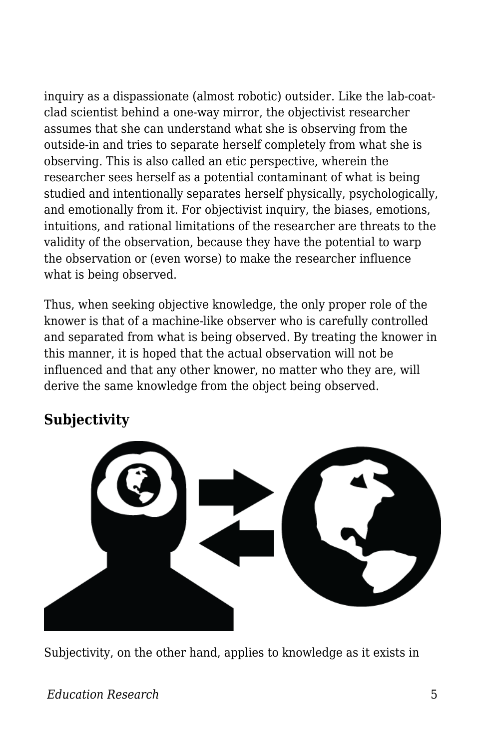inquiry as a dispassionate (almost robotic) outsider. Like the lab-coat-clad scientist behind a one-way mirror, the objectivist researcher assumes that she can understand what she is observing from the outside-in and tries to separate herself completely from what she is observing. This is also called an etic perspective, wherein the researcher sees herself as a potential contaminant of what is being studied and intentionally separates herself physically, psychologically, and emotionally from it. For objectivist inquiry, the biases, emotions, intuitions, and rational limitations of the researcher are threats to the validity of the observation, because they have the potential to warp the observation or (even worse) to make the researcher influence what is being observed.

Thus, when seeking objective knowledge, the only proper role of the knower is that of a machine-like observer who is carefully controlled and separated from what is being observed. By treating the knower in this manner, it is hoped that the actual observation will not be influenced and that any other knower, no matter who they are, will derive the same knowledge from the object being observed.

## Subjectivity

Subjectivity, on the other hand, applies to knowledge as it exists in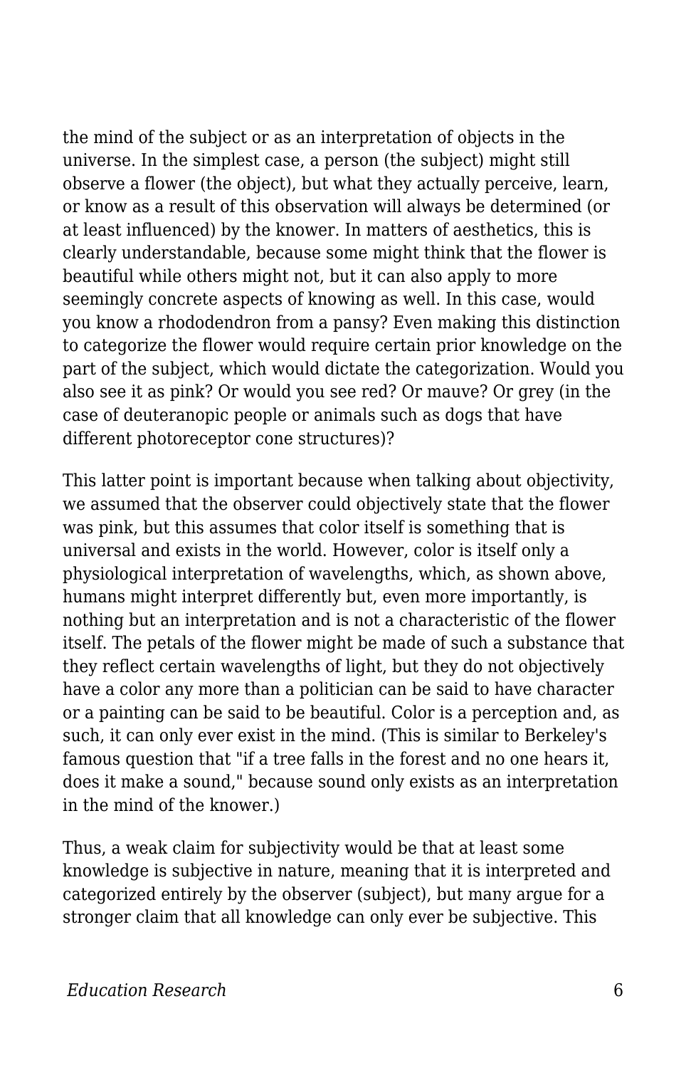the mind of the subject or as an interpretation of objects in the universe. In the simplest case, a person (the subject) might still observe a flower (the object), but what they actually perceive, learn, or know as a result of this observation will always be determined (or at least influenced) by the knower. In matters of aesthetics, this is clearly understandable, because some might think that the flower is beautiful while others might not, but it can also apply to more seemingly concrete aspects of knowing as well. In this case, would you know a rhododendron from a pansy? Even making this distinction to categorize the flower would require certain prior knowledge on the part of the subject, which would dictate the categorization. Would you also see it as pink? Or would you see red? Or mauve? Or grey (in the case of deuteranopic people or animals such as dogs that have different photoreceptor cone structures)?

This latter point is important because when talking about objectivity, we assumed that the observer could objectively state that the flower was pink, but this assumes that color itself is something that is universal and exists in the world. However, color is itself only a physiological interpretation of wavelengths, which, as shown above, humans might interpret differently but, even more importantly, is nothing but an interpretation and is not a characteristic of the flower itself. The petals of the flower might be made of such a substance that they reflect certain wavelengths of light, but they do not objectively have a color any more than a politician can be said to have character or a painting can be said to be beautiful. Color is a perception and, as such, it can only ever exist in the mind. (This is similar to Berkeley's famous question that "if a tree falls in the forest and no one hears it, does it make a sound," because sound only exists as an interpretation in the mind of the knower.)

Thus, a weak claim for subjectivity would be that at least some knowledge is subjective in nature, meaning that it is interpreted and categorized entirely by the observer (subject), but many argue for a stronger claim that all knowledge can only ever be subjective. This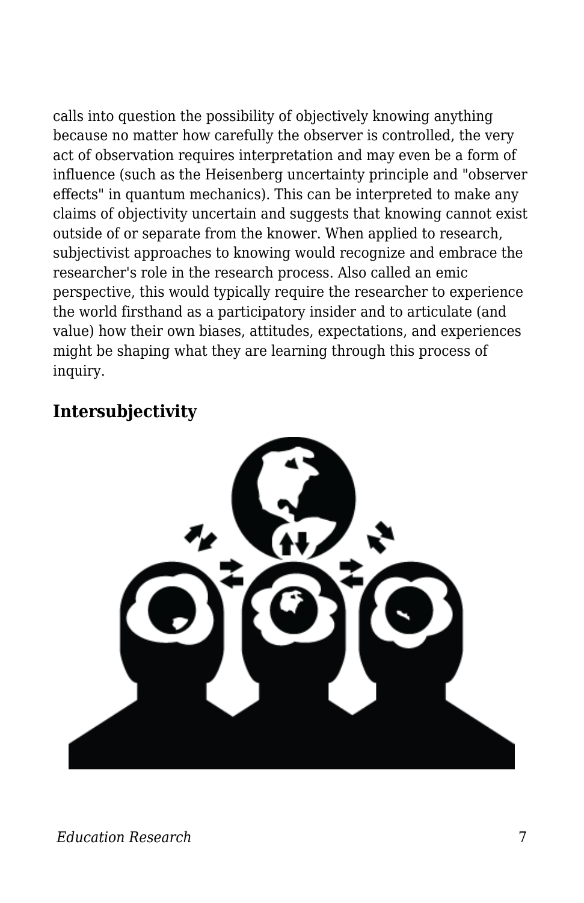calls into question the possibility of objectively knowing anything because no matter how carefully the observer is controlled, the very act of observation requires interpretation and may even be a form of influence (such as the Heisenberg uncertainty principle and "observer effects" in quantum mechanics). This can be interpreted to make any claims of objectivity uncertain and suggests that knowing cannot exist outside of or separate from the knower. When applied to research, subjectivist approaches to knowing would recognize and embrace the researcher's role in the research process. Also called an emic perspective, this would typically require the researcher to experience the world firsthand as a participatory insider and to articulate (and value) how their own biases, attitudes, expectations, and experiences might be shaping what they are learning through this process of inquiry.

## Intersubjectivity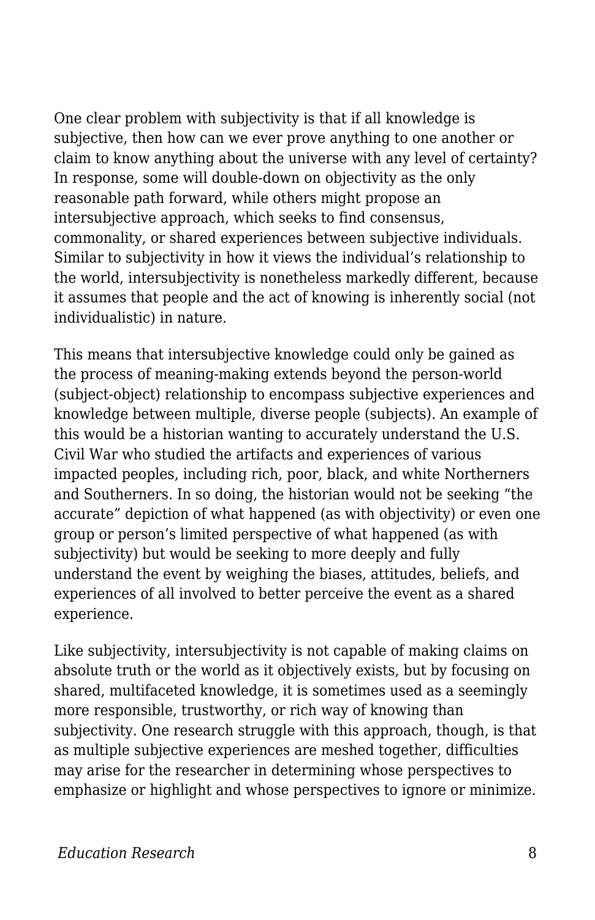One clear problem with subjectivity is that if all knowledge is subjective, then how can we ever prove anything to one another or claim to know anything about the universe with any level of certainty? In response, some will double-down on objectivity as the only reasonable path forward, while others might propose an intersubjective approach, which seeks to find consensus, commonality, or shared experiences between subjective individuals. Similar to subjectivity in how it views the individual's relationship to the world, intersubjectivity is nonetheless markedly different, because it assumes that people and the act of knowing is inherently social (not individualistic) in nature.

This means that intersubjective knowledge could only be gained as the process of meaning-making extends beyond the person-world (subject-object) relationship to encompass subjective experiences and knowledge between multiple, diverse people (subjects). An example of this would be a historian wanting to accurately understand the U.S. Civil War who studied the artifacts and experiences of various impacted peoples, including rich, poor, black, and white Northerners and Southerners. In so doing, the historian would not be seeking "the accurate" depiction of what happened (as with objectivity) or even one group or person's limited perspective of what happened (as with subjectivity) but would be seeking to more deeply and fully understand the event by weighing the biases, attitudes, beliefs, and experiences of all involved to better perceive the event as a shared experience.

Like subjectivity, intersubjectivity is not capable of making claims on absolute truth or the world as it objectively exists, but by focusing on shared, multifaceted knowledge, it is sometimes used as a seemingly more responsible, trustworthy, or rich way of knowing than subjectivity. One research struggle with this approach, though, is that as multiple subjective experiences are meshed together, difficulties may arise for the researcher in determining whose perspectives to emphasize or highlight and whose perspectives to ignore or minimize.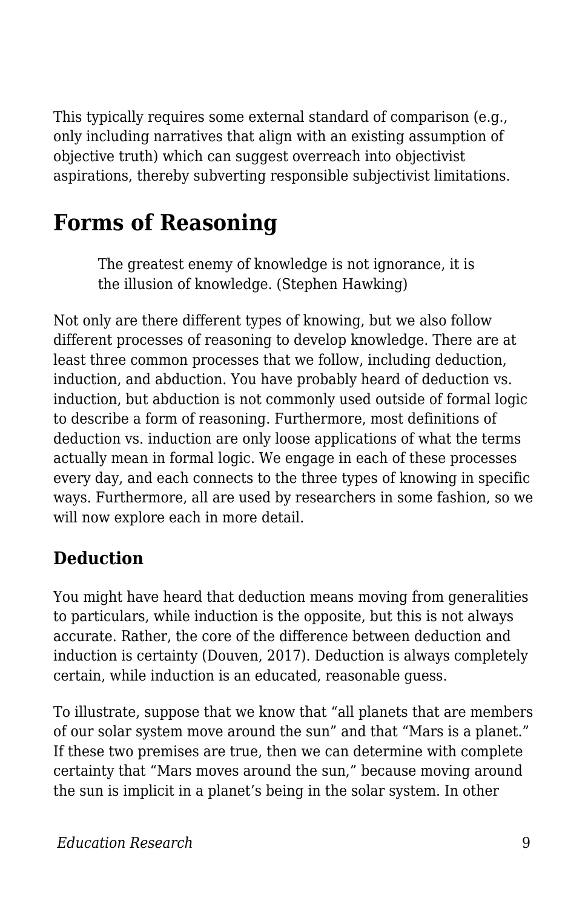This typically requires some external standard of comparison (e.g., only including narratives that align with an existing assumption of objective truth) which can suggest overreach into objectivist aspirations, thereby subverting responsible subjectivist limitations.

## Forms of Reasoning

> The greatest enemy of knowledge is not ignorance, it is the illusion of knowledge. (Stephen Hawking)

Not only are there different types of knowing, but we also follow different processes of reasoning to develop knowledge. There are at least three common processes that we follow, including deduction, induction, and abduction. You have probably heard of deduction vs. induction, but abduction is not commonly used outside of formal logic to describe a form of reasoning. Furthermore, most definitions of deduction vs. induction are only loose applications of what the terms actually mean in formal logic. We engage in each of these processes every day, and each connects to the three types of knowing in specific ways. Furthermore, all are used by researchers in some fashion, so we will now explore each in more detail.

### Deduction

You might have heard that deduction means moving from generalities to particulars, while induction is the opposite, but this is not always accurate. Rather, the core of the difference between deduction and induction is certainty (Douven, 2017). Deduction is always completely certain, while induction is an educated, reasonable guess.

To illustrate, suppose that we know that "all planets that are members of our solar system move around the sun" and that "Mars is a planet." If these two premises are true, then we can determine with complete certainty that "Mars moves around the sun," because moving around the sun is implicit in a planet's being in the solar system. In other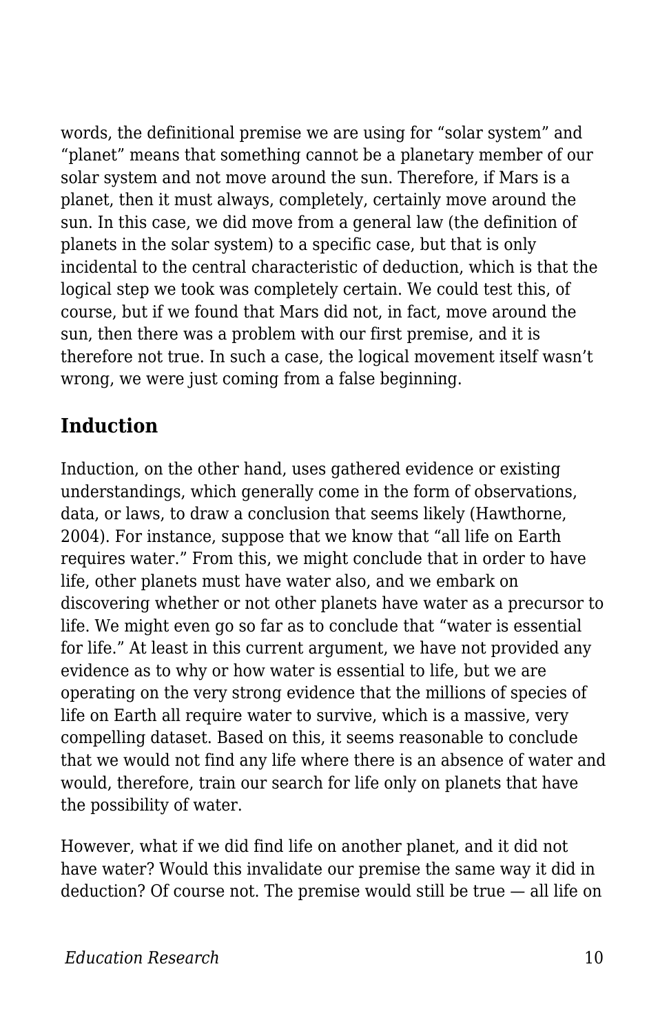words, the definitional premise we are using for “solar system” and “planet” means that something cannot be a planetary member of our solar system and not move around the sun. Therefore, if Mars is a planet, then it must always, completely, certainly move around the sun. In this case, we did move from a general law (the definition of planets in the solar system) to a specific case, but that is only incidental to the central characteristic of deduction, which is that the logical step we took was completely certain. We could test this, of course, but if we found that Mars did not, in fact, move around the sun, then there was a problem with our first premise, and it is therefore not true. In such a case, the logical movement itself wasn’t wrong, we were just coming from a false beginning.

## Induction

Induction, on the other hand, uses gathered evidence or existing understandings, which generally come in the form of observations, data, or laws, to draw a conclusion that seems likely (Hawthorne, 2004). For instance, suppose that we know that “all life on Earth requires water.” From this, we might conclude that in order to have life, other planets must have water also, and we embark on discovering whether or not other planets have water as a precursor to life. We might even go so far as to conclude that “water is essential for life.” At least in this current argument, we have not provided any evidence as to why or how water is essential to life, but we are operating on the very strong evidence that the millions of species of life on Earth all require water to survive, which is a massive, very compelling dataset. Based on this, it seems reasonable to conclude that we would not find any life where there is an absence of water and would, therefore, train our search for life only on planets that have the possibility of water.

However, what if we did find life on another planet, and it did not have water? Would this invalidate our premise the same way it did in deduction? Of course not. The premise would still be true — all life on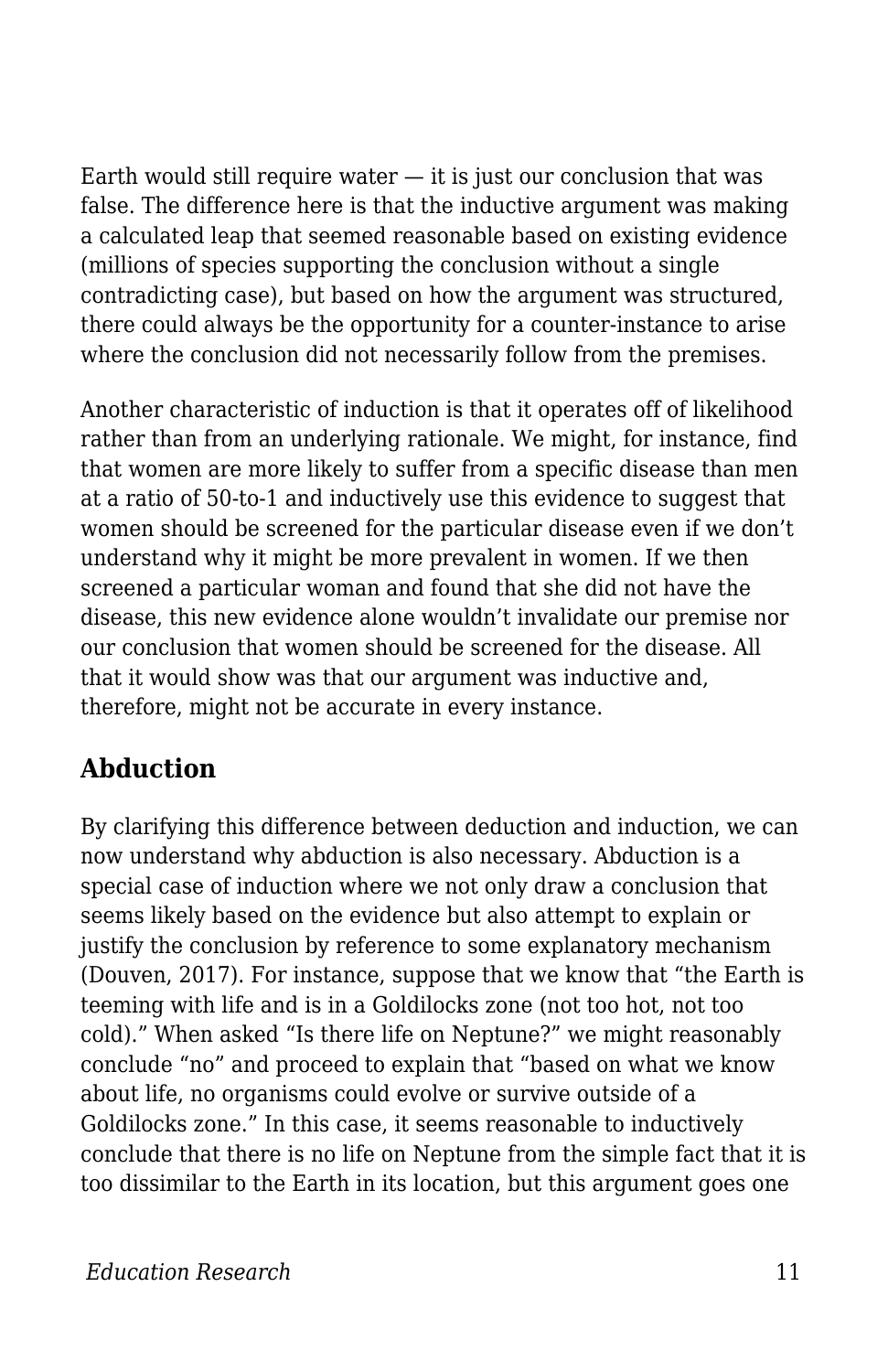Earth would still require water — it is just our conclusion that was false. The difference here is that the inductive argument was making a calculated leap that seemed reasonable based on existing evidence (millions of species supporting the conclusion without a single contradicting case), but based on how the argument was structured, there could always be the opportunity for a counter-instance to arise where the conclusion did not necessarily follow from the premises.

Another characteristic of induction is that it operates off of likelihood rather than from an underlying rationale. We might, for instance, find that women are more likely to suffer from a specific disease than men at a ratio of 50-to-1 and inductively use this evidence to suggest that women should be screened for the particular disease even if we don't understand why it might be more prevalent in women. If we then screened a particular woman and found that she did not have the disease, this new evidence alone wouldn't invalidate our premise nor our conclusion that women should be screened for the disease. All that it would show was that our argument was inductive and, therefore, might not be accurate in every instance.

## Abduction

By clarifying this difference between deduction and induction, we can now understand why abduction is also necessary. Abduction is a special case of induction where we not only draw a conclusion that seems likely based on the evidence but also attempt to explain or justify the conclusion by reference to some explanatory mechanism (Douven, 2017). For instance, suppose that we know that "the Earth is teeming with life and is in a Goldilocks zone (not too hot, not too cold)." When asked "Is there life on Neptune?" we might reasonably conclude "no" and proceed to explain that "based on what we know about life, no organisms could evolve or survive outside of a Goldilocks zone." In this case, it seems reasonable to inductively conclude that there is no life on Neptune from the simple fact that it is too dissimilar to the Earth in its location, but this argument goes one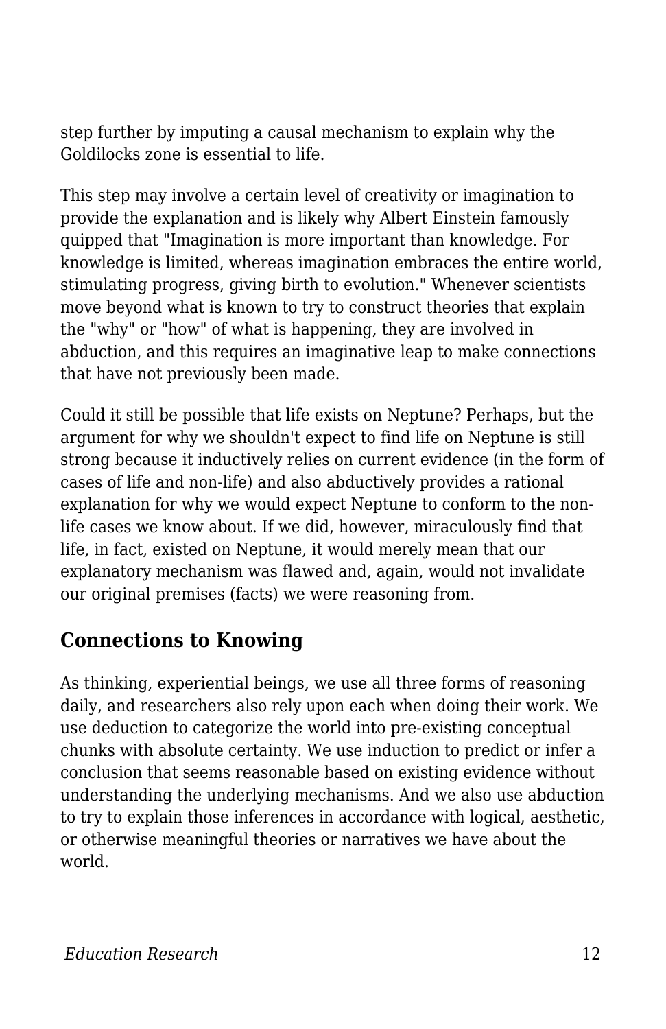step further by imputing a causal mechanism to explain why the Goldilocks zone is essential to life.

This step may involve a certain level of creativity or imagination to provide the explanation and is likely why Albert Einstein famously quipped that "Imagination is more important than knowledge. For knowledge is limited, whereas imagination embraces the entire world, stimulating progress, giving birth to evolution." Whenever scientists move beyond what is known to try to construct theories that explain the "why" or "how" of what is happening, they are involved in abduction, and this requires an imaginative leap to make connections that have not previously been made.

Could it still be possible that life exists on Neptune? Perhaps, but the argument for why we shouldn't expect to find life on Neptune is still strong because it inductively relies on current evidence (in the form of cases of life and non-life) and also abductively provides a rational explanation for why we would expect Neptune to conform to the non-life cases we know about. If we did, however, miraculously find that life, in fact, existed on Neptune, it would merely mean that our explanatory mechanism was flawed and, again, would not invalidate our original premises (facts) we were reasoning from.

## Connections to Knowing

As thinking, experiential beings, we use all three forms of reasoning daily, and researchers also rely upon each when doing their work. We use deduction to categorize the world into pre-existing conceptual chunks with absolute certainty. We use induction to predict or infer a conclusion that seems reasonable based on existing evidence without understanding the underlying mechanisms. And we also use abduction to try to explain those inferences in accordance with logical, aesthetic, or otherwise meaningful theories or narratives we have about the world.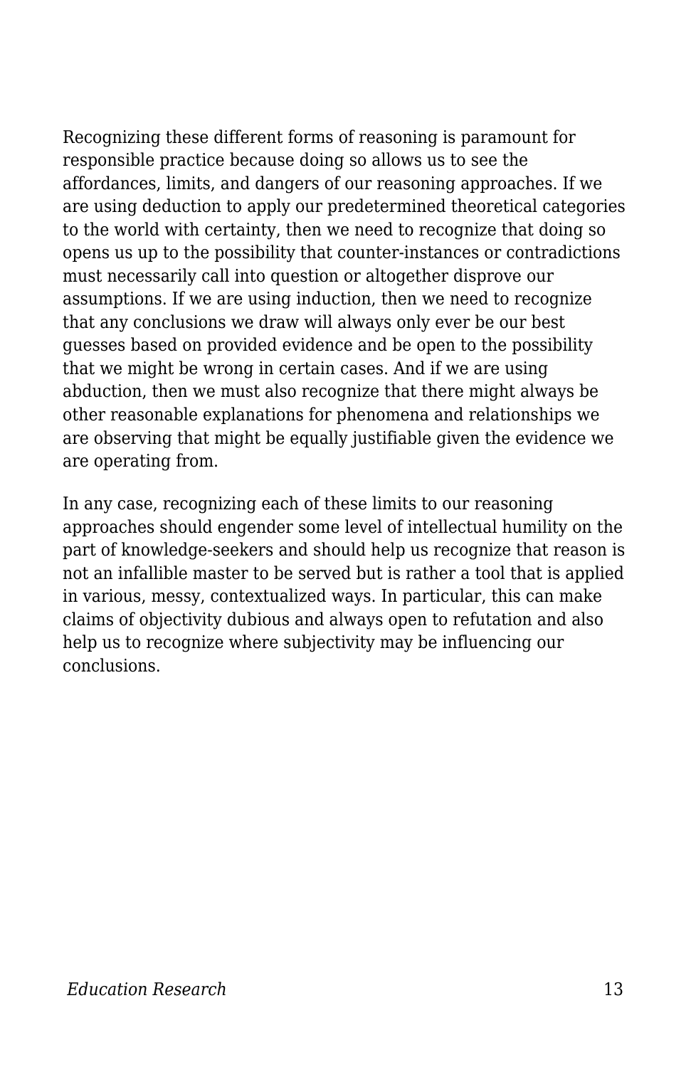Recognizing these different forms of reasoning is paramount for responsible practice because doing so allows us to see the affordances, limits, and dangers of our reasoning approaches. If we are using deduction to apply our predetermined theoretical categories to the world with certainty, then we need to recognize that doing so opens us up to the possibility that counter-instances or contradictions must necessarily call into question or altogether disprove our assumptions. If we are using induction, then we need to recognize that any conclusions we draw will always only ever be our best guesses based on provided evidence and be open to the possibility that we might be wrong in certain cases. And if we are using abduction, then we must also recognize that there might always be other reasonable explanations for phenomena and relationships we are observing that might be equally justifiable given the evidence we are operating from.

In any case, recognizing each of these limits to our reasoning approaches should engender some level of intellectual humility on the part of knowledge-seekers and should help us recognize that reason is not an infallible master to be served but is rather a tool that is applied in various, messy, contextualized ways. In particular, this can make claims of objectivity dubious and always open to refutation and also help us to recognize where subjectivity may be influencing our conclusions.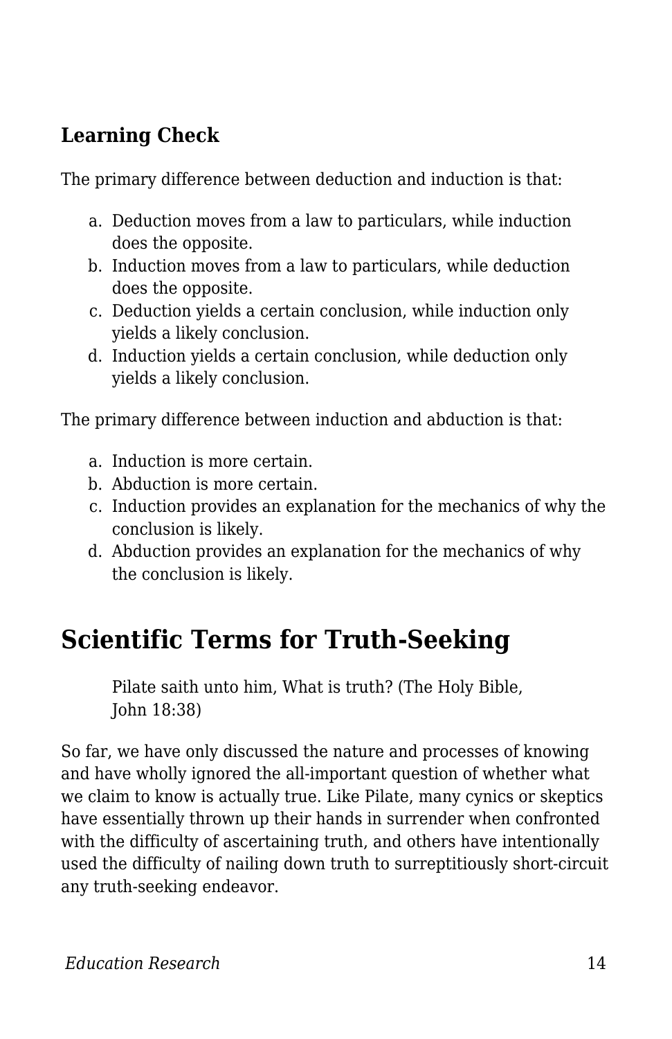### Learning Check

The primary difference between deduction and induction is that:

a. Deduction moves from a law to particulars, while induction does the opposite.
b. Induction moves from a law to particulars, while deduction does the opposite.
c. Deduction yields a certain conclusion, while induction only yields a likely conclusion.
d. Induction yields a certain conclusion, while deduction only yields a likely conclusion.

The primary difference between induction and abduction is that:

a. Induction is more certain.
b. Abduction is more certain.
c. Induction provides an explanation for the mechanics of why the conclusion is likely.
d. Abduction provides an explanation for the mechanics of why the conclusion is likely.

## Scientific Terms for Truth-Seeking

> Pilate saith unto him, What is truth? (The Holy Bible, John 18:38)

So far, we have only discussed the nature and processes of knowing and have wholly ignored the all-important question of whether what we claim to know is actually true. Like Pilate, many cynics or skeptics have essentially thrown up their hands in surrender when confronted with the difficulty of ascertaining truth, and others have intentionally used the difficulty of nailing down truth to surreptitiously short-circuit any truth-seeking endeavor.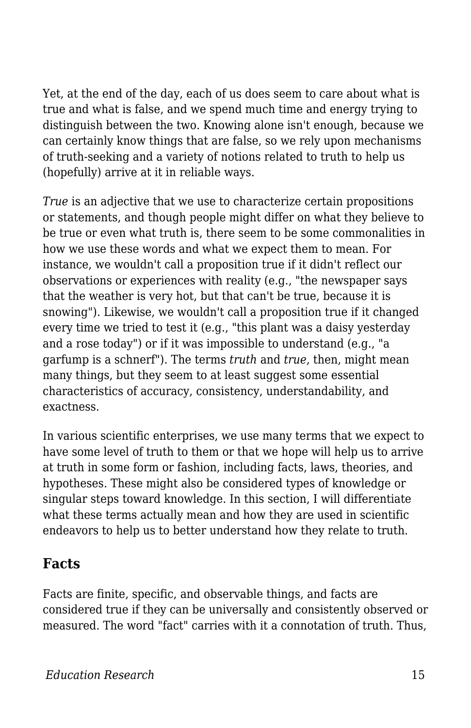Yet, at the end of the day, each of us does seem to care about what is true and what is false, and we spend much time and energy trying to distinguish between the two. Knowing alone isn't enough, because we can certainly know things that are false, so we rely upon mechanisms of truth-seeking and a variety of notions related to truth to help us (hopefully) arrive at it in reliable ways.

*True* is an adjective that we use to characterize certain propositions or statements, and though people might differ on what they believe to be true or even what truth is, there seem to be some commonalities in how we use these words and what we expect them to mean. For instance, we wouldn't call a proposition true if it didn't reflect our observations or experiences with reality (e.g., "the newspaper says that the weather is very hot, but that can't be true, because it is snowing"). Likewise, we wouldn't call a proposition true if it changed every time we tried to test it (e.g., "this plant was a daisy yesterday and a rose today") or if it was impossible to understand (e.g., "a garfump is a schnerf"). The terms *truth* and *true*, then, might mean many things, but they seem to at least suggest some essential characteristics of accuracy, consistency, understandability, and exactness.

In various scientific enterprises, we use many terms that we expect to have some level of truth to them or that we hope will help us to arrive at truth in some form or fashion, including facts, laws, theories, and hypotheses. These might also be considered types of knowledge or singular steps toward knowledge. In this section, I will differentiate what these terms actually mean and how they are used in scientific endeavors to help us to better understand how they relate to truth.

## Facts

Facts are finite, specific, and observable things, and facts are considered true if they can be universally and consistently observed or measured. The word "fact" carries with it a connotation of truth. Thus,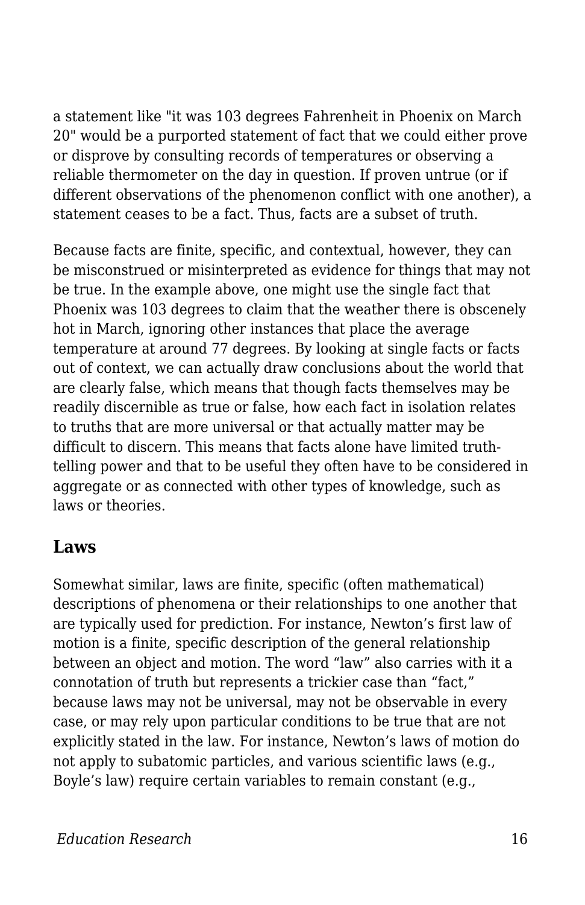a statement like "it was 103 degrees Fahrenheit in Phoenix on March 20" would be a purported statement of fact that we could either prove or disprove by consulting records of temperatures or observing a reliable thermometer on the day in question. If proven untrue (or if different observations of the phenomenon conflict with one another), a statement ceases to be a fact. Thus, facts are a subset of truth.

Because facts are finite, specific, and contextual, however, they can be misconstrued or misinterpreted as evidence for things that may not be true. In the example above, one might use the single fact that Phoenix was 103 degrees to claim that the weather there is obscenely hot in March, ignoring other instances that place the average temperature at around 77 degrees. By looking at single facts or facts out of context, we can actually draw conclusions about the world that are clearly false, which means that though facts themselves may be readily discernible as true or false, how each fact in isolation relates to truths that are more universal or that actually matter may be difficult to discern. This means that facts alone have limited truth-telling power and that to be useful they often have to be considered in aggregate or as connected with other types of knowledge, such as laws or theories.

### Laws

Somewhat similar, laws are finite, specific (often mathematical) descriptions of phenomena or their relationships to one another that are typically used for prediction. For instance, Newton’s first law of motion is a finite, specific description of the general relationship between an object and motion. The word “law” also carries with it a connotation of truth but represents a trickier case than “fact,” because laws may not be universal, may not be observable in every case, or may rely upon particular conditions to be true that are not explicitly stated in the law. For instance, Newton’s laws of motion do not apply to subatomic particles, and various scientific laws (e.g., Boyle’s law) require certain variables to remain constant (e.g.,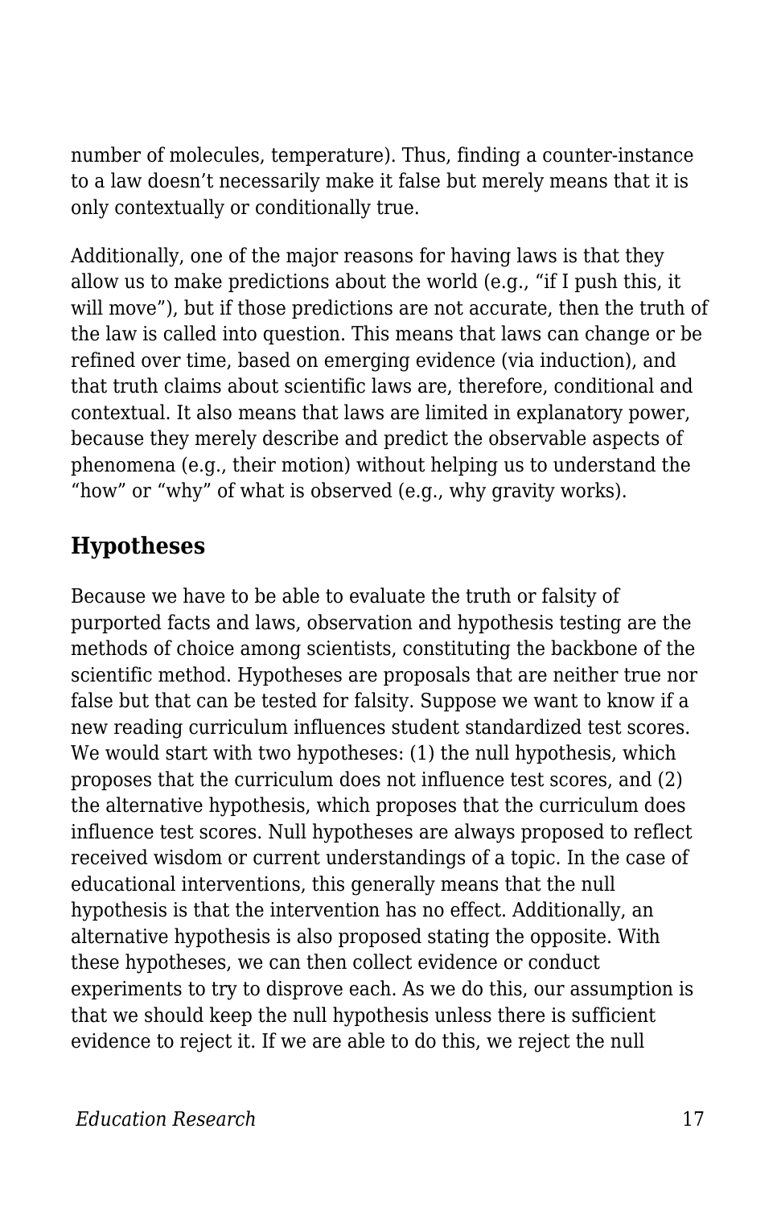number of molecules, temperature). Thus, finding a counter-instance to a law doesn't necessarily make it false but merely means that it is only contextually or conditionally true.

Additionally, one of the major reasons for having laws is that they allow us to make predictions about the world (e.g., "if I push this, it will move"), but if those predictions are not accurate, then the truth of the law is called into question. This means that laws can change or be refined over time, based on emerging evidence (via induction), and that truth claims about scientific laws are, therefore, conditional and contextual. It also means that laws are limited in explanatory power, because they merely describe and predict the observable aspects of phenomena (e.g., their motion) without helping us to understand the "how" or "why" of what is observed (e.g., why gravity works).

## Hypotheses

Because we have to be able to evaluate the truth or falsity of purported facts and laws, observation and hypothesis testing are the methods of choice among scientists, constituting the backbone of the scientific method. Hypotheses are proposals that are neither true nor false but that can be tested for falsity. Suppose we want to know if a new reading curriculum influences student standardized test scores. We would start with two hypotheses: (1) the null hypothesis, which proposes that the curriculum does not influence test scores, and (2) the alternative hypothesis, which proposes that the curriculum does influence test scores. Null hypotheses are always proposed to reflect received wisdom or current understandings of a topic. In the case of educational interventions, this generally means that the null hypothesis is that the intervention has no effect. Additionally, an alternative hypothesis is also proposed stating the opposite. With these hypotheses, we can then collect evidence or conduct experiments to try to disprove each. As we do this, our assumption is that we should keep the null hypothesis unless there is sufficient evidence to reject it. If we are able to do this, we reject the null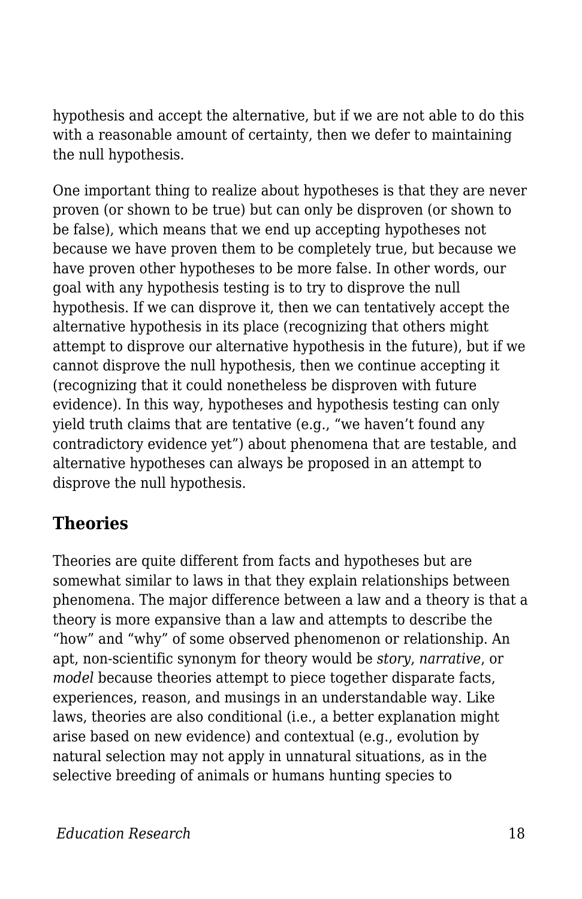hypothesis and accept the alternative, but if we are not able to do this with a reasonable amount of certainty, then we defer to maintaining the null hypothesis.

One important thing to realize about hypotheses is that they are never proven (or shown to be true) but can only be disproven (or shown to be false), which means that we end up accepting hypotheses not because we have proven them to be completely true, but because we have proven other hypotheses to be more false. In other words, our goal with any hypothesis testing is to try to disprove the null hypothesis. If we can disprove it, then we can tentatively accept the alternative hypothesis in its place (recognizing that others might attempt to disprove our alternative hypothesis in the future), but if we cannot disprove the null hypothesis, then we continue accepting it (recognizing that it could nonetheless be disproven with future evidence). In this way, hypotheses and hypothesis testing can only yield truth claims that are tentative (e.g., "we haven't found any contradictory evidence yet") about phenomena that are testable, and alternative hypotheses can always be proposed in an attempt to disprove the null hypothesis.

## Theories

Theories are quite different from facts and hypotheses but are somewhat similar to laws in that they explain relationships between phenomena. The major difference between a law and a theory is that a theory is more expansive than a law and attempts to describe the "how" and "why" of some observed phenomenon or relationship. An apt, non-scientific synonym for theory would be *story*, *narrative*, or *model* because theories attempt to piece together disparate facts, experiences, reason, and musings in an understandable way. Like laws, theories are also conditional (i.e., a better explanation might arise based on new evidence) and contextual (e.g., evolution by natural selection may not apply in unnatural situations, as in the selective breeding of animals or humans hunting species to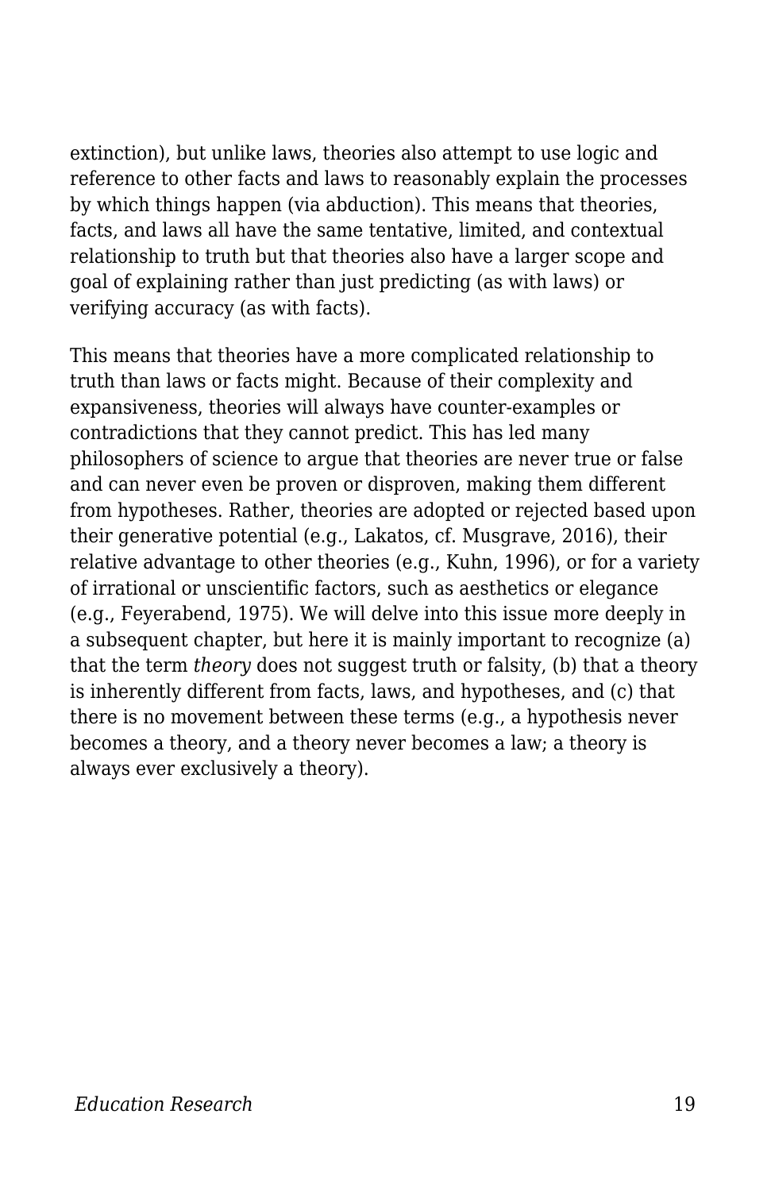extinction), but unlike laws, theories also attempt to use logic and reference to other facts and laws to reasonably explain the processes by which things happen (via abduction). This means that theories, facts, and laws all have the same tentative, limited, and contextual relationship to truth but that theories also have a larger scope and goal of explaining rather than just predicting (as with laws) or verifying accuracy (as with facts).

This means that theories have a more complicated relationship to truth than laws or facts might. Because of their complexity and expansiveness, theories will always have counter-examples or contradictions that they cannot predict. This has led many philosophers of science to argue that theories are never true or false and can never even be proven or disproven, making them different from hypotheses. Rather, theories are adopted or rejected based upon their generative potential (e.g., Lakatos, cf. Musgrave, 2016), their relative advantage to other theories (e.g., Kuhn, 1996), or for a variety of irrational or unscientific factors, such as aesthetics or elegance (e.g., Feyerabend, 1975). We will delve into this issue more deeply in a subsequent chapter, but here it is mainly important to recognize (a) that the term *theory* does not suggest truth or falsity, (b) that a theory is inherently different from facts, laws, and hypotheses, and (c) that there is no movement between these terms (e.g., a hypothesis never becomes a theory, and a theory never becomes a law; a theory is always ever exclusively a theory).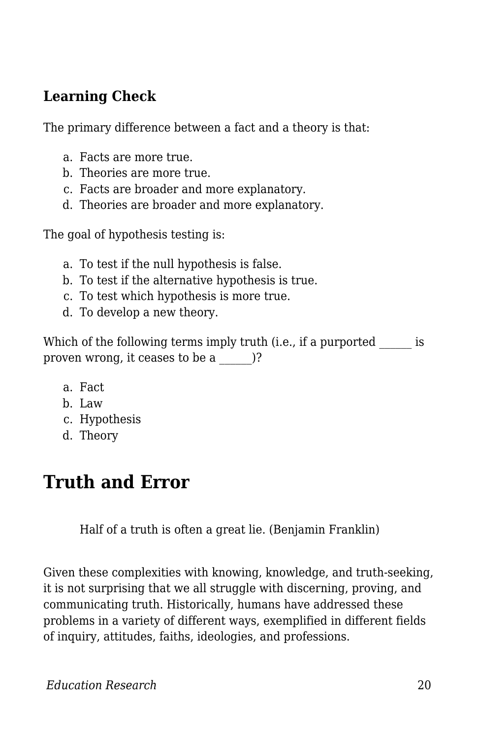### Learning Check

The primary difference between a fact and a theory is that:

a. Facts are more true.
b. Theories are more true.
c. Facts are broader and more explanatory.
d. Theories are broader and more explanatory.

The goal of hypothesis testing is:

a. To test if the null hypothesis is false.
b. To test if the alternative hypothesis is true.
c. To test which hypothesis is more true.
d. To develop a new theory.

Which of the following terms imply truth (i.e., if a purported ______ is proven wrong, it ceases to be a ______)?

a. Fact
b. Law
c. Hypothesis
d. Theory

## Truth and Error

> Half of a truth is often a great lie. (Benjamin Franklin)

Given these complexities with knowing, knowledge, and truth-seeking, it is not surprising that we all struggle with discerning, proving, and communicating truth. Historically, humans have addressed these problems in a variety of different ways, exemplified in different fields of inquiry, attitudes, faiths, ideologies, and professions.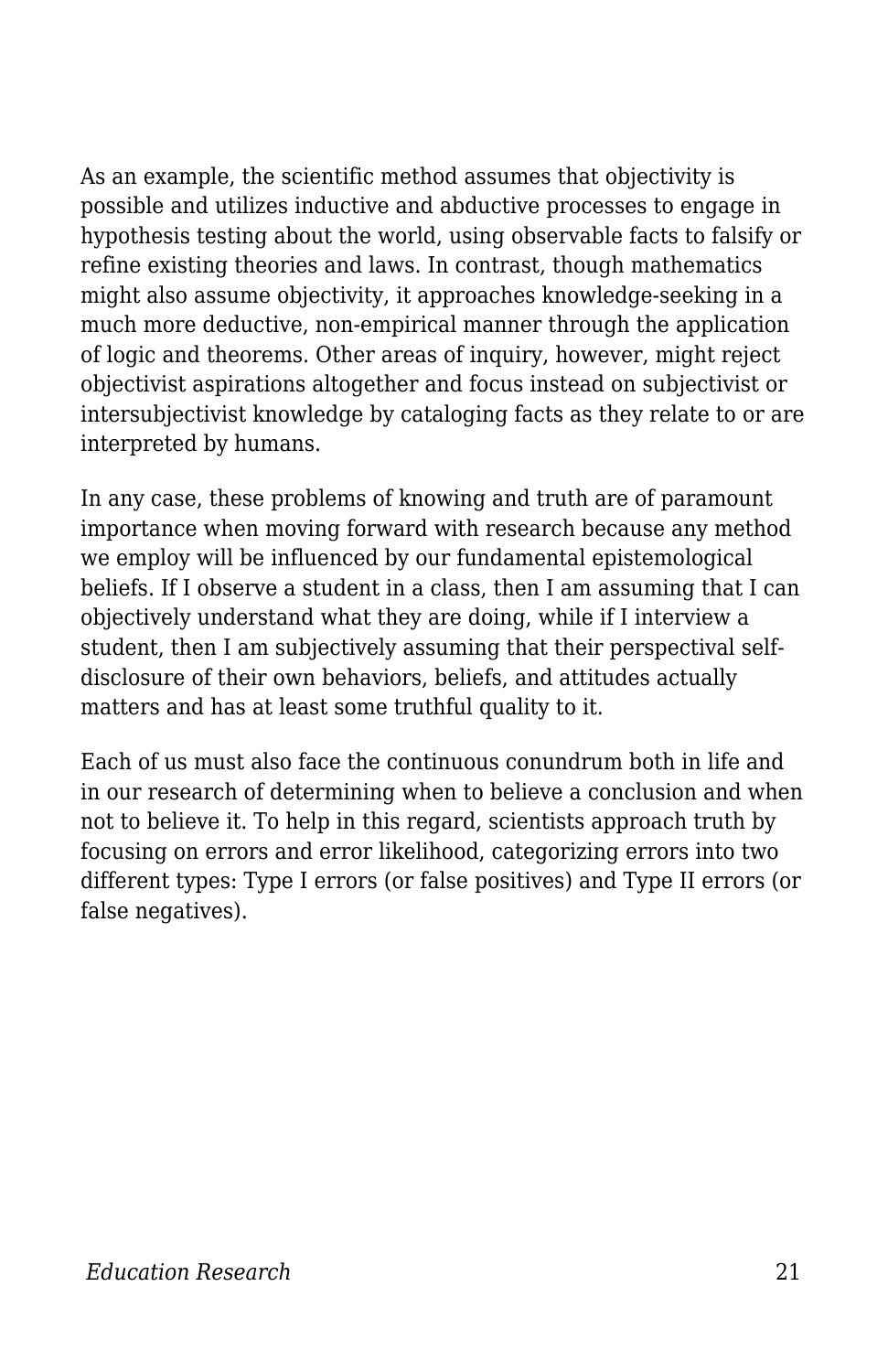As an example, the scientific method assumes that objectivity is possible and utilizes inductive and abductive processes to engage in hypothesis testing about the world, using observable facts to falsify or refine existing theories and laws. In contrast, though mathematics might also assume objectivity, it approaches knowledge-seeking in a much more deductive, non-empirical manner through the application of logic and theorems. Other areas of inquiry, however, might reject objectivist aspirations altogether and focus instead on subjectivist or intersubjectivist knowledge by cataloging facts as they relate to or are interpreted by humans.

In any case, these problems of knowing and truth are of paramount importance when moving forward with research because any method we employ will be influenced by our fundamental epistemological beliefs. If I observe a student in a class, then I am assuming that I can objectively understand what they are doing, while if I interview a student, then I am subjectively assuming that their perspectival self-disclosure of their own behaviors, beliefs, and attitudes actually matters and has at least some truthful quality to it.

Each of us must also face the continuous conundrum both in life and in our research of determining when to believe a conclusion and when not to believe it. To help in this regard, scientists approach truth by focusing on errors and error likelihood, categorizing errors into two different types: Type I errors (or false positives) and Type II errors (or false negatives).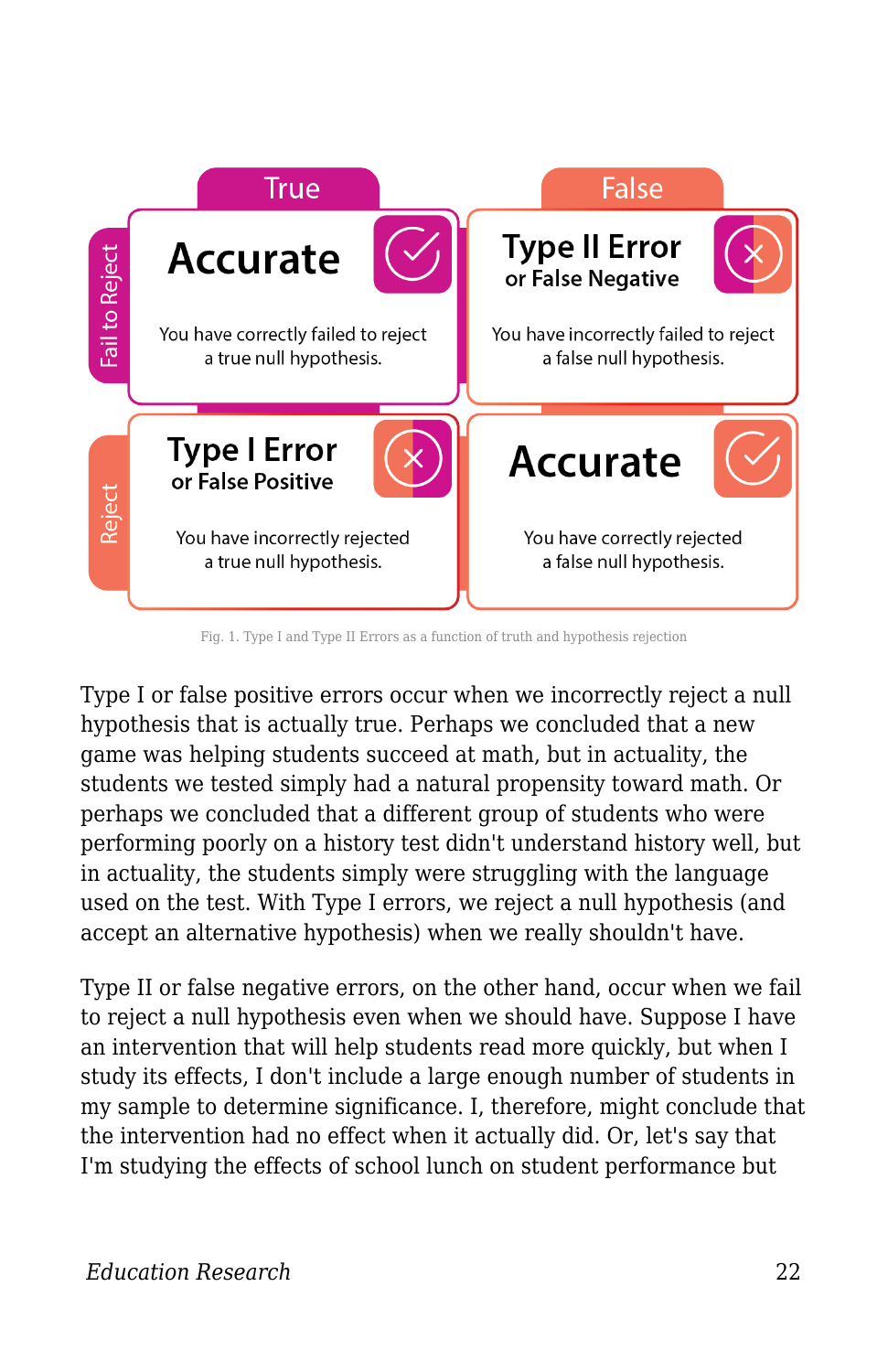| | True | False |
|---|---|---|
| Fail to Reject | **Accurate** You have correctly failed to reject a true null hypothesis. | **Type II Error or False Negative** You have incorrectly failed to reject a false null hypothesis. |
| Reject | **Type I Error or False Positive** You have incorrectly rejected a true null hypothesis. | **Accurate** You have correctly rejected a false null hypothesis. |

Fig. 1. Type I and Type II Errors as a function of truth and hypothesis rejection

Type I or false positive errors occur when we incorrectly reject a null hypothesis that is actually true. Perhaps we concluded that a new game was helping students succeed at math, but in actuality, the students we tested simply had a natural propensity toward math. Or perhaps we concluded that a different group of students who were performing poorly on a history test didn't understand history well, but in actuality, the students simply were struggling with the language used on the test. With Type I errors, we reject a null hypothesis (and accept an alternative hypothesis) when we really shouldn't have.

Type II or false negative errors, on the other hand, occur when we fail to reject a null hypothesis even when we should have. Suppose I have an intervention that will help students read more quickly, but when I study its effects, I don't include a large enough number of students in my sample to determine significance. I, therefore, might conclude that the intervention had no effect when it actually did. Or, let's say that I'm studying the effects of school lunch on student performance but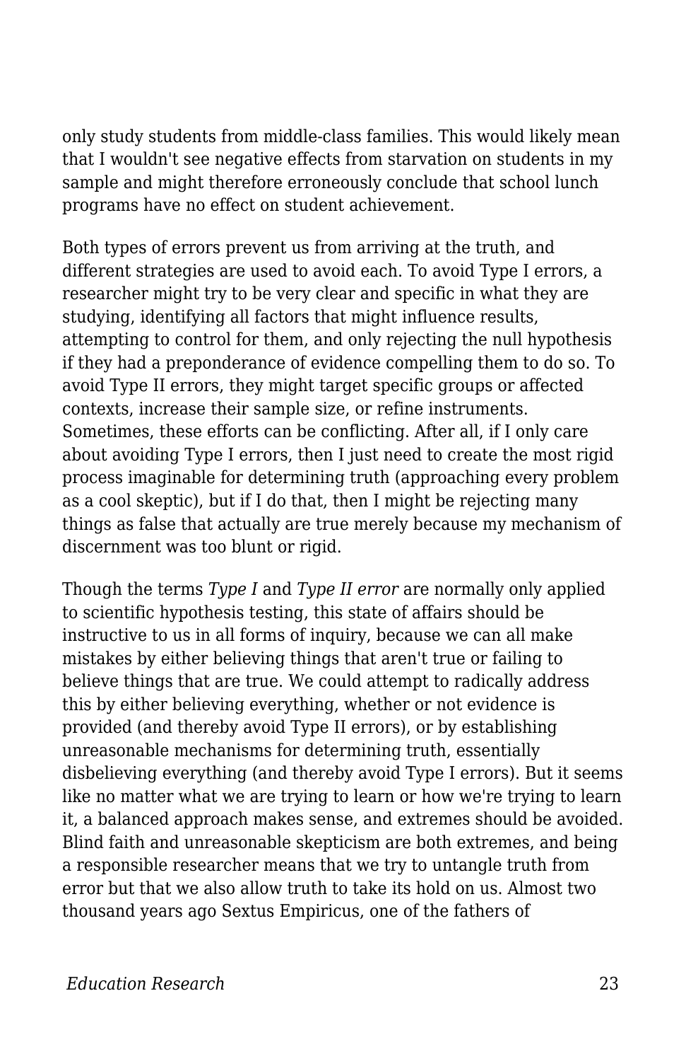only study students from middle-class families. This would likely mean that I wouldn't see negative effects from starvation on students in my sample and might therefore erroneously conclude that school lunch programs have no effect on student achievement.

Both types of errors prevent us from arriving at the truth, and different strategies are used to avoid each. To avoid Type I errors, a researcher might try to be very clear and specific in what they are studying, identifying all factors that might influence results, attempting to control for them, and only rejecting the null hypothesis if they had a preponderance of evidence compelling them to do so. To avoid Type II errors, they might target specific groups or affected contexts, increase their sample size, or refine instruments. Sometimes, these efforts can be conflicting. After all, if I only care about avoiding Type I errors, then I just need to create the most rigid process imaginable for determining truth (approaching every problem as a cool skeptic), but if I do that, then I might be rejecting many things as false that actually are true merely because my mechanism of discernment was too blunt or rigid.

Though the terms *Type I* and *Type II error* are normally only applied to scientific hypothesis testing, this state of affairs should be instructive to us in all forms of inquiry, because we can all make mistakes by either believing things that aren't true or failing to believe things that are true. We could attempt to radically address this by either believing everything, whether or not evidence is provided (and thereby avoid Type II errors), or by establishing unreasonable mechanisms for determining truth, essentially disbelieving everything (and thereby avoid Type I errors). But it seems like no matter what we are trying to learn or how we're trying to learn it, a balanced approach makes sense, and extremes should be avoided. Blind faith and unreasonable skepticism are both extremes, and being a responsible researcher means that we try to untangle truth from error but that we also allow truth to take its hold on us. Almost two thousand years ago Sextus Empiricus, one of the fathers of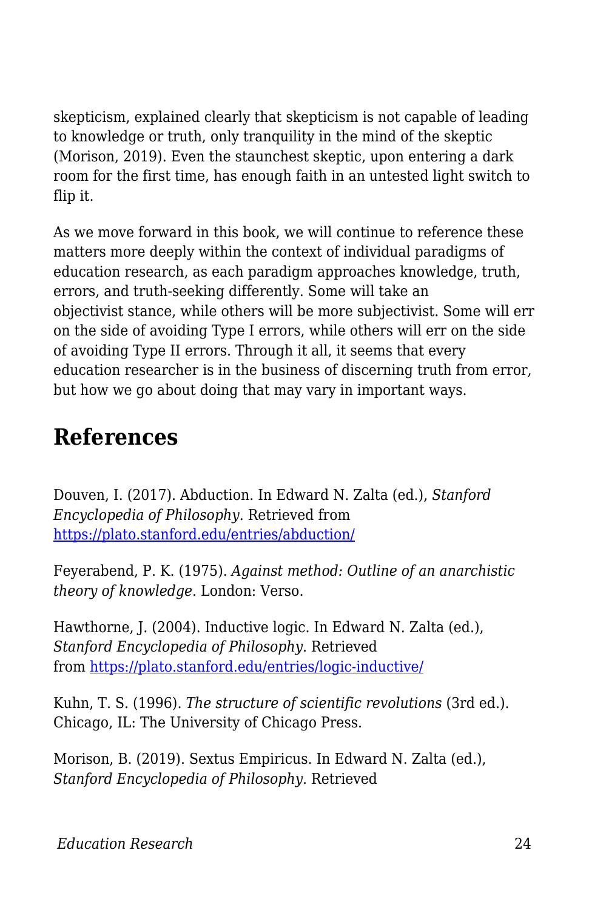skepticism, explained clearly that skepticism is not capable of leading to knowledge or truth, only tranquility in the mind of the skeptic (Morison, 2019). Even the staunchest skeptic, upon entering a dark room for the first time, has enough faith in an untested light switch to flip it.

As we move forward in this book, we will continue to reference these matters more deeply within the context of individual paradigms of education research, as each paradigm approaches knowledge, truth, errors, and truth-seeking differently. Some will take an objectivist stance, while others will be more subjectivist. Some will err on the side of avoiding Type I errors, while others will err on the side of avoiding Type II errors. Through it all, it seems that every education researcher is in the business of discerning truth from error, but how we go about doing that may vary in important ways.

## References

Douven, I. (2017). Abduction. In Edward N. Zalta (ed.), *Stanford Encyclopedia of Philosophy*. Retrieved from https://plato.stanford.edu/entries/abduction/

Feyerabend, P. K. (1975). *Against method: Outline of an anarchistic theory of knowledge*. London: Verso.

Hawthorne, J. (2004). Inductive logic. In Edward N. Zalta (ed.), *Stanford Encyclopedia of Philosophy*. Retrieved from https://plato.stanford.edu/entries/logic-inductive/

Kuhn, T. S. (1996). *The structure of scientific revolutions* (3rd ed.). Chicago, IL: The University of Chicago Press.

Morison, B. (2019). Sextus Empiricus. In Edward N. Zalta (ed.), *Stanford Encyclopedia of Philosophy*. Retrieved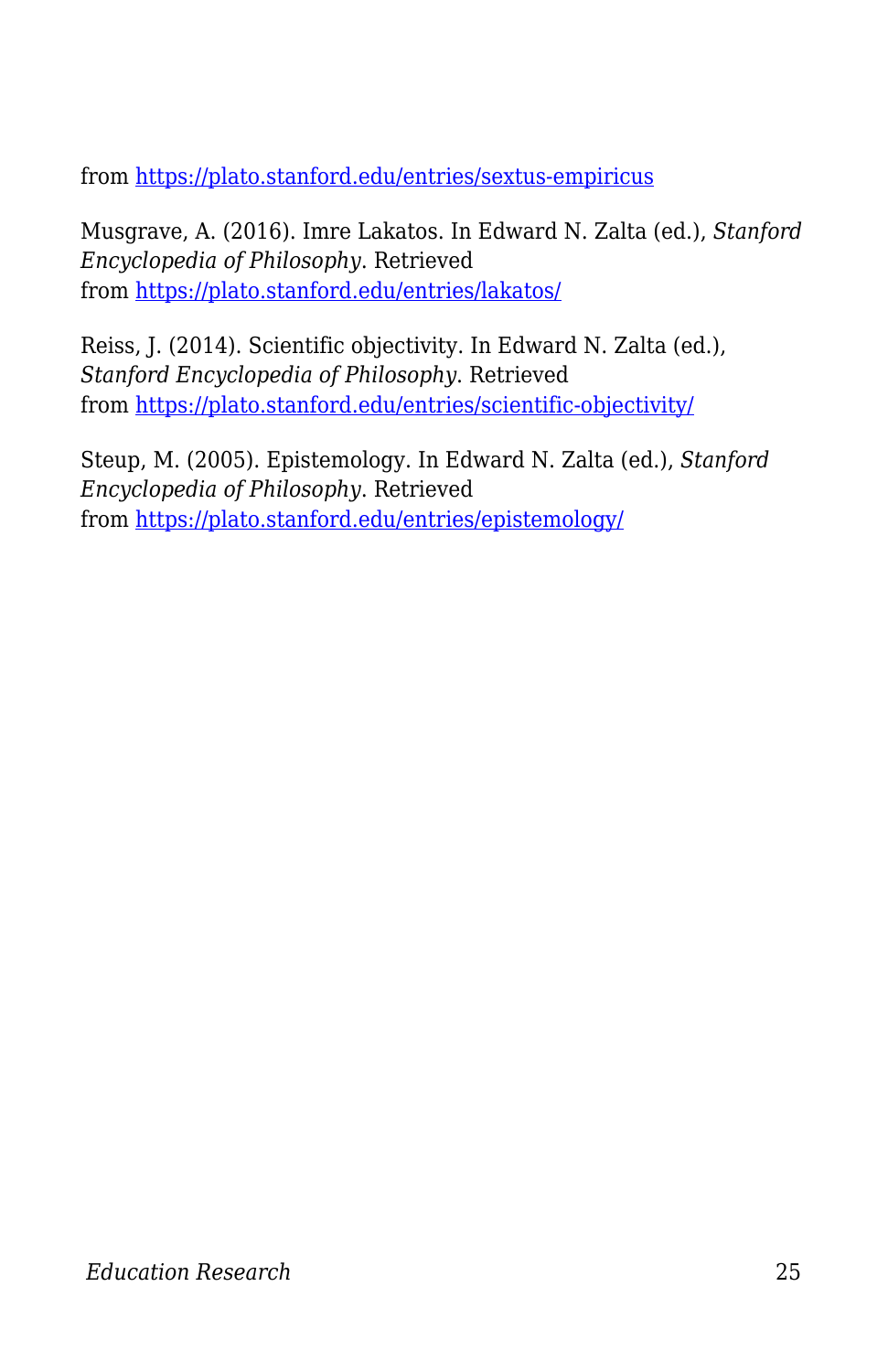from [https://plato.stanford.edu/entries/sextus-empiricus](https://plato.stanford.edu/entries/sextus-empiricus)

Musgrave, A. (2016). Imre Lakatos. In Edward N. Zalta (ed.), *Stanford Encyclopedia of Philosophy*. Retrieved from [https://plato.stanford.edu/entries/lakatos/](https://plato.stanford.edu/entries/lakatos/)

Reiss, J. (2014). Scientific objectivity. In Edward N. Zalta (ed.), *Stanford Encyclopedia of Philosophy*. Retrieved from [https://plato.stanford.edu/entries/scientific-objectivity/](https://plato.stanford.edu/entries/scientific-objectivity/)

Steup, M. (2005). Epistemology. In Edward N. Zalta (ed.), *Stanford Encyclopedia of Philosophy*. Retrieved from [https://plato.stanford.edu/entries/epistemology/](https://plato.stanford.edu/entries/epistemology/)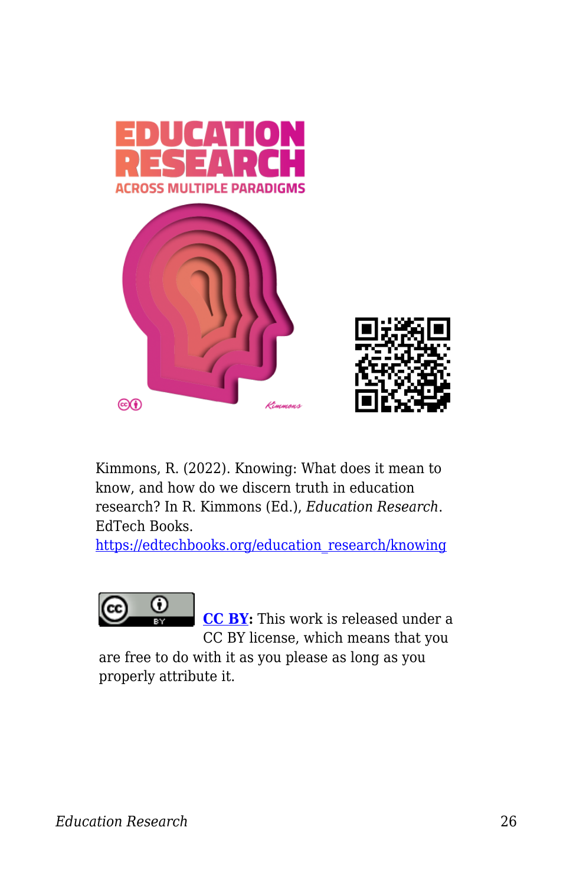Kimmons, R. (2022). Knowing: What does it mean to know, and how do we discern truth in education research? In R. Kimmons (Ed.), *Education Research*. EdTech Books. https://edtechbooks.org/education_research/knowing

**CC BY:** This work is released under a CC BY license, which means that you are free to do with it as you please as long as you properly attribute it.